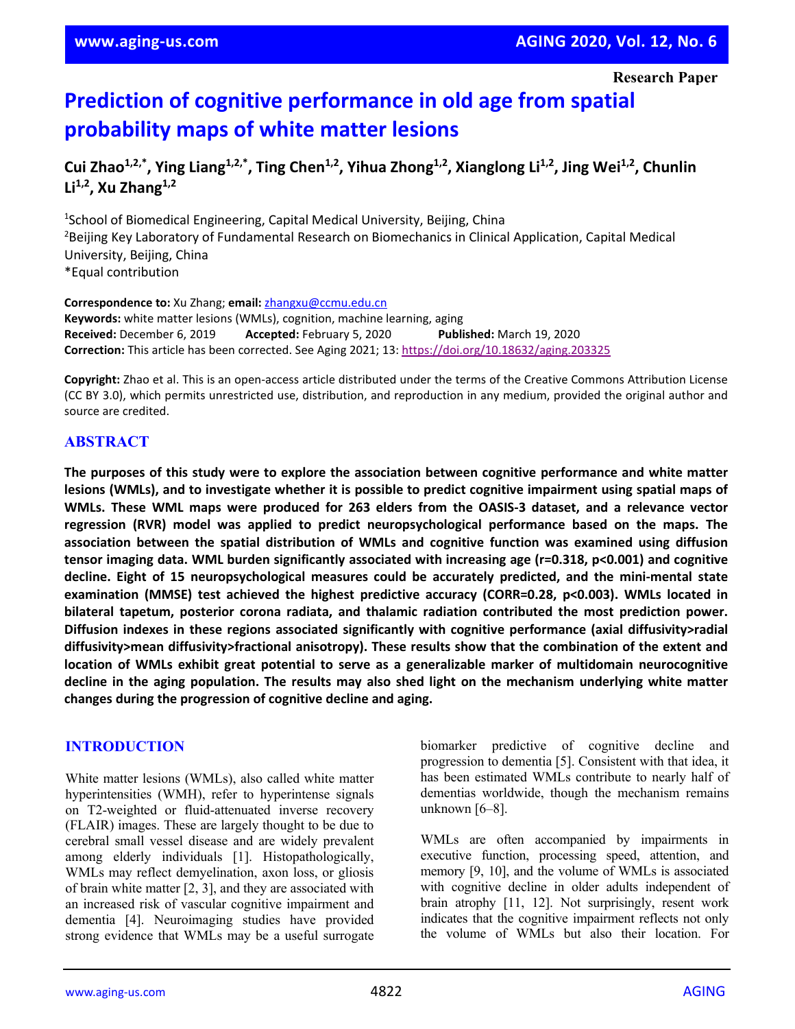Research Paper

# Prediction of cognitive performance in old age from spatial probability maps of white matter lesions

**Cui Zhao[1,2,*], Ying Liang[1,2,*], Ting Chen[1,2], Yihua Zhong[1,2], Xianglong Li[1,2], Jing Wei[1,2], Chunlin Li[1,2], Xu Zhang[1,2]**

[1]School of Biomedical Engineering, Capital Medical University, Beijing, China
[2]Beijing Key Laboratory of Fundamental Research on Biomechanics in Clinical Application, Capital Medical University, Beijing, China
*Equal contribution

**Correspondence to:** Xu Zhang; **email:** zhangxu@ccmu.edu.cn
**Keywords:** white matter lesions (WMLs), cognition, machine learning, aging
**Received:** December 6, 2019 **Accepted:** February 5, 2020 **Published:** March 19, 2020
**Correction:** This article has been corrected. See Aging 2021; 13: https://doi.org/10.18632/aging.203325

**Copyright:** Zhao et al. This is an open-access article distributed under the terms of the Creative Commons Attribution License (CC BY 3.0), which permits unrestricted use, distribution, and reproduction in any medium, provided the original author and source are credited.

## ABSTRACT

**The purposes of this study were to explore the association between cognitive performance and white matter lesions (WMLs), and to investigate whether it is possible to predict cognitive impairment using spatial maps of WMLs. These WML maps were produced for 263 elders from the OASIS-3 dataset, and a relevance vector regression (RVR) model was applied to predict neuropsychological performance based on the maps. The association between the spatial distribution of WMLs and cognitive function was examined using diffusion tensor imaging data. WML burden significantly associated with increasing age (r=0.318, p<0.001) and cognitive decline. Eight of 15 neuropsychological measures could be accurately predicted, and the mini-mental state examination (MMSE) test achieved the highest predictive accuracy (CORR=0.28, p<0.003). WMLs located in bilateral tapetum, posterior corona radiata, and thalamic radiation contributed the most prediction power. Diffusion indexes in these regions associated significantly with cognitive performance (axial diffusivity>radial diffusivity>mean diffusivity>fractional anisotropy). These results show that the combination of the extent and location of WMLs exhibit great potential to serve as a generalizable marker of multidomain neurocognitive decline in the aging population. The results may also shed light on the mechanism underlying white matter changes during the progression of cognitive decline and aging.**

## INTRODUCTION

White matter lesions (WMLs), also called white matter hyperintensities (WMH), refer to hyperintense signals on T2-weighted or fluid-attenuated inverse recovery (FLAIR) images. These are largely thought to be due to cerebral small vessel disease and are widely prevalent among elderly individuals [1]. Histopathologically, WMLs may reflect demyelination, axon loss, or gliosis of brain white matter [2, 3], and they are associated with an increased risk of vascular cognitive impairment and dementia [4]. Neuroimaging studies have provided strong evidence that WMLs may be a useful surrogate biomarker predictive of cognitive decline and progression to dementia [5]. Consistent with that idea, it has been estimated WMLs contribute to nearly half of dementias worldwide, though the mechanism remains unknown [6–8].

WMLs are often accompanied by impairments in executive function, processing speed, attention, and memory [9, 10], and the volume of WMLs is associated with cognitive decline in older adults independent of brain atrophy [11, 12]. Not surprisingly, resent work indicates that the cognitive impairment reflects not only the volume of WMLs but also their location. For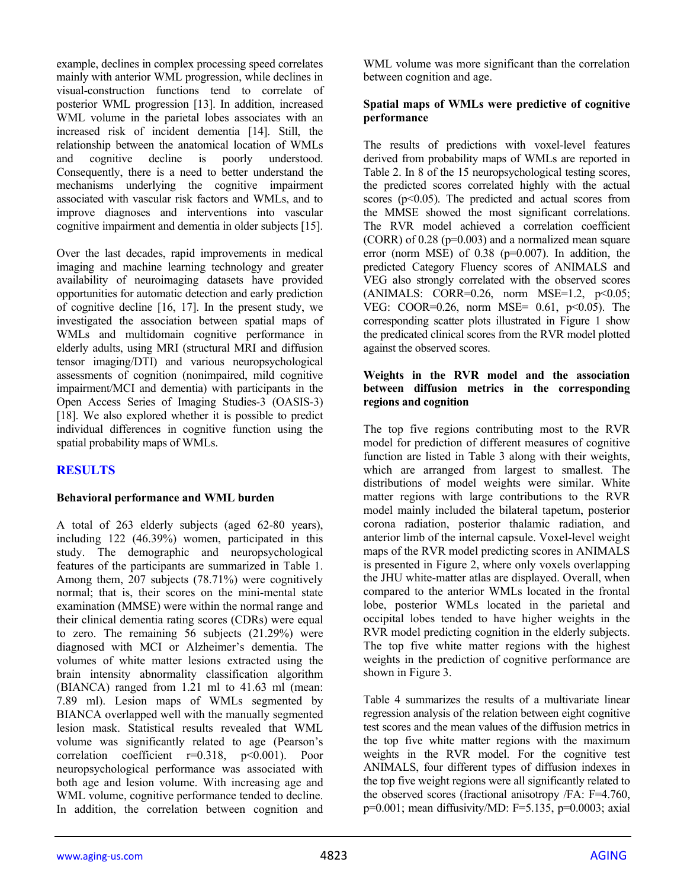example, declines in complex processing speed correlates mainly with anterior WML progression, while declines in visual-construction functions tend to correlate of posterior WML progression [13]. In addition, increased WML volume in the parietal lobes associates with an increased risk of incident dementia [14]. Still, the relationship between the anatomical location of WMLs and cognitive decline is poorly understood. Consequently, there is a need to better understand the mechanisms underlying the cognitive impairment associated with vascular risk factors and WMLs, and to improve diagnoses and interventions into vascular cognitive impairment and dementia in older subjects [15].

Over the last decades, rapid improvements in medical imaging and machine learning technology and greater availability of neuroimaging datasets have provided opportunities for automatic detection and early prediction of cognitive decline [16, 17]. In the present study, we investigated the association between spatial maps of WMLs and multidomain cognitive performance in elderly adults, using MRI (structural MRI and diffusion tensor imaging/DTI) and various neuropsychological assessments of cognition (nonimpaired, mild cognitive impairment/MCI and dementia) with participants in the Open Access Series of Imaging Studies-3 (OASIS-3) [18]. We also explored whether it is possible to predict individual differences in cognitive function using the spatial probability maps of WMLs.

## RESULTS

### Behavioral performance and WML burden

A total of 263 elderly subjects (aged 62-80 years), including 122 (46.39%) women, participated in this study. The demographic and neuropsychological features of the participants are summarized in Table 1. Among them, 207 subjects (78.71%) were cognitively normal; that is, their scores on the mini-mental state examination (MMSE) were within the normal range and their clinical dementia rating scores (CDRs) were equal to zero. The remaining 56 subjects (21.29%) were diagnosed with MCI or Alzheimer's dementia. The volumes of white matter lesions extracted using the brain intensity abnormality classification algorithm (BIANCA) ranged from 1.21 ml to 41.63 ml (mean: 7.89 ml). Lesion maps of WMLs segmented by BIANCA overlapped well with the manually segmented lesion mask. Statistical results revealed that WML volume was significantly related to age (Pearson's correlation coefficient $r=0.318$, $p<0.001$). Poor neuropsychological performance was associated with both age and lesion volume. With increasing age and WML volume, cognitive performance tended to decline. In addition, the correlation between cognition and WML volume was more significant than the correlation between cognition and age.

### Spatial maps of WMLs were predictive of cognitive performance

The results of predictions with voxel-level features derived from probability maps of WMLs are reported in Table 2. In 8 of the 15 neuropsychological testing scores, the predicted scores correlated highly with the actual scores ($p<0.05$). The predicted and actual scores from the MMSE showed the most significant correlations. The RVR model achieved a correlation coefficient (CORR) of 0.28 ($p=0.003$) and a normalized mean square error (norm MSE) of 0.38 ($p=0.007$). In addition, the predicted Category Fluency scores of ANIMALS and VEG also strongly correlated with the observed scores (ANIMALS: CORR=0.26, norm MSE=1.2, $p<0.05$; VEG: COOR=0.26, norm MSE= 0.61, $p<0.05$). The corresponding scatter plots illustrated in Figure 1 show the predicated clinical scores from the RVR model plotted against the observed scores.

### Weights in the RVR model and the association between diffusion metrics in the corresponding regions and cognition

The top five regions contributing most to the RVR model for prediction of different measures of cognitive function are listed in Table 3 along with their weights, which are arranged from largest to smallest. The distributions of model weights were similar. White matter regions with large contributions to the RVR model mainly included the bilateral tapetum, posterior corona radiation, posterior thalamic radiation, and anterior limb of the internal capsule. Voxel-level weight maps of the RVR model predicting scores in ANIMALS is presented in Figure 2, where only voxels overlapping the JHU white-matter atlas are displayed. Overall, when compared to the anterior WMLs located in the frontal lobe, posterior WMLs located in the parietal and occipital lobes tended to have higher weights in the RVR model predicting cognition in the elderly subjects. The top five white matter regions with the highest weights in the prediction of cognitive performance are shown in Figure 3.

Table 4 summarizes the results of a multivariate linear regression analysis of the relation between eight cognitive test scores and the mean values of the diffusion metrics in the top five white matter regions with the maximum weights in the RVR model. For the cognitive test ANIMALS, four different types of diffusion indexes in the top five weight regions were all significantly related to the observed scores (fractional anisotropy /FA: F=4.760, $p=0.001$; mean diffusivity/MD: F=5.135, $p=0.0003$; axial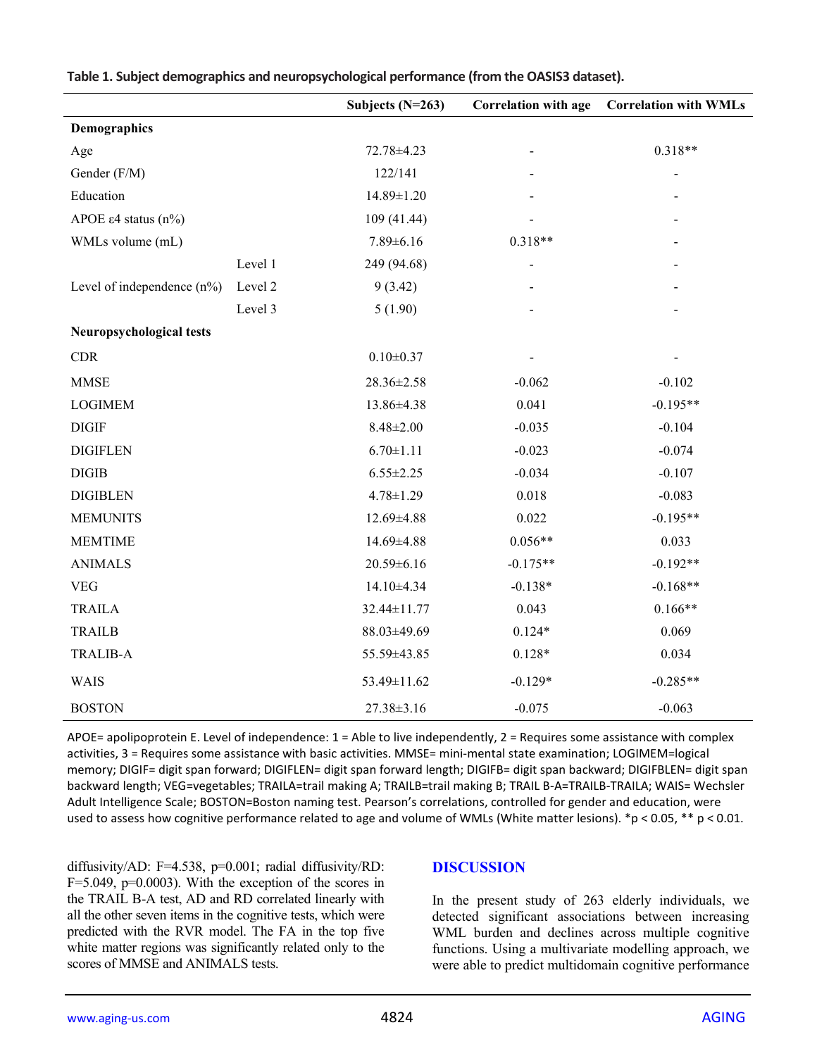**Table 1. Subject demographics and neuropsychological performance (from the OASIS3 dataset).**

| | | Subjects (N=263) | Correlation with age | Correlation with WMLs |
|---|---|---|---|---|
| **Demographics** | | | | |
| Age | | 72.78±4.23 | - | 0.318** |
| Gender (F/M) | | 122/141 | - | - |
| Education | | 14.89±1.20 | - | - |
| APOE ε4 status (n%) | | 109 (41.44) | - | - |
| WMLs volume (mL) | | 7.89±6.16 | 0.318** | - |
| Level of independence (n%) | Level 1 | 249 (94.68) | - | - |
| | Level 2 | 9 (3.42) | - | - |
| | Level 3 | 5 (1.90) | - | - |
| **Neuropsychological tests** | | | | |
| CDR | | 0.10±0.37 | - | - |
| MMSE | | 28.36±2.58 | -0.062 | -0.102 |
| LOGIMEM | | 13.86±4.38 | 0.041 | -0.195** |
| DIGIF | | 8.48±2.00 | -0.035 | -0.104 |
| DIGIFLEN | | 6.70±1.11 | -0.023 | -0.074 |
| DIGIB | | 6.55±2.25 | -0.034 | -0.107 |
| DIGIBLEN | | 4.78±1.29 | 0.018 | -0.083 |
| MEMUNITS | | 12.69±4.88 | 0.022 | -0.195** |
| MEMTIME | | 14.69±4.88 | 0.056** | 0.033 |
| ANIMALS | | 20.59±6.16 | -0.175** | -0.192** |
| VEG | | 14.10±4.34 | -0.138* | -0.168** |
| TRAILA | | 32.44±11.77 | 0.043 | 0.166** |
| TRAILB | | 88.03±49.69 | 0.124* | 0.069 |
| TRALIB-A | | 55.59±43.85 | 0.128* | 0.034 |
| WAIS | | 53.49±11.62 | -0.129* | -0.285** |
| BOSTON | | 27.38±3.16 | -0.075 | -0.063 |

APOE= apolipoprotein E. Level of independence: 1 = Able to live independently, 2 = Requires some assistance with complex activities, 3 = Requires some assistance with basic activities. MMSE= mini-mental state examination; LOGIMEM=logical memory; DIGIF= digit span forward; DIGIFLEN= digit span forward length; DIGIFB= digit span backward; DIGIFBLEN= digit span backward length; VEG=vegetables; TRAILA=trail making A; TRAILB=trail making B; TRAIL B-A=TRAILB-TRAILA; WAIS= Wechsler Adult Intelligence Scale; BOSTON=Boston naming test. Pearson's correlations, controlled for gender and education, were used to assess how cognitive performance related to age and volume of WMLs (White matter lesions). *$p < 0.05$, ** $p < 0.01$.

diffusivity/AD: $F$=4.538, $p$=0.001; radial diffusivity/RD: $F$=5.049, $p$=0.0003). With the exception of the scores in the TRAIL B-A test, AD and RD correlated linearly with all the other seven items in the cognitive tests, which were predicted with the RVR model. The FA in the top five white matter regions was significantly related only to the scores of MMSE and ANIMALS tests.

## DISCUSSION

In the present study of 263 elderly individuals, we detected significant associations between increasing WML burden and declines across multiple cognitive functions. Using a multivariate modelling approach, we were able to predict multidomain cognitive performance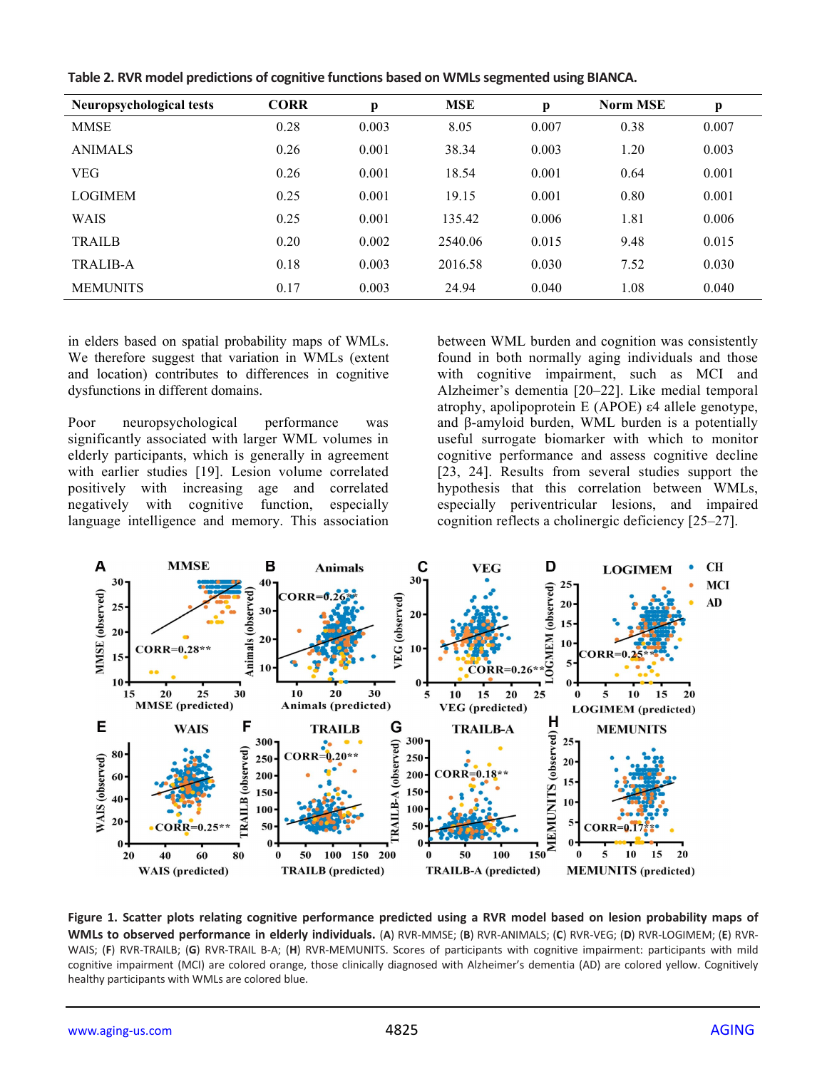**Table 2. RVR model predictions of cognitive functions based on WMLs segmented using BIANCA.**

| Neuropsychological tests | CORR | p | MSE | p | Norm MSE | p |
|---|---|---|---|---|---|---|
| MMSE | 0.28 | 0.003 | 8.05 | 0.007 | 0.38 | 0.007 |
| ANIMALS | 0.26 | 0.001 | 38.34 | 0.003 | 1.20 | 0.003 |
| VEG | 0.26 | 0.001 | 18.54 | 0.001 | 0.64 | 0.001 |
| LOGIMEM | 0.25 | 0.001 | 19.15 | 0.001 | 0.80 | 0.001 |
| WAIS | 0.25 | 0.001 | 135.42 | 0.006 | 1.81 | 0.006 |
| TRAILB | 0.20 | 0.002 | 2540.06 | 0.015 | 9.48 | 0.015 |
| TRALIB-A | 0.18 | 0.003 | 2016.58 | 0.030 | 7.52 | 0.030 |
| MEMUNITS | 0.17 | 0.003 | 24.94 | 0.040 | 1.08 | 0.040 |

in elders based on spatial probability maps of WMLs. We therefore suggest that variation in WMLs (extent and location) contributes to differences in cognitive dysfunctions in different domains.

Poor neuropsychological performance was significantly associated with larger WML volumes in elderly participants, which is generally in agreement with earlier studies [19]. Lesion volume correlated positively with increasing age and correlated negatively with cognitive function, especially language intelligence and memory. This association between WML burden and cognition was consistently found in both normally aging individuals and those with cognitive impairment, such as MCI and Alzheimer's dementia [20–22]. Like medial temporal atrophy, apolipoprotein E (APOE) ε4 allele genotype, and β-amyloid burden, WML burden is a potentially useful surrogate biomarker with which to monitor cognitive performance and assess cognitive decline [23, 24]. Results from several studies support the hypothesis that this correlation between WMLs, especially periventricular lesions, and impaired cognition reflects a cholinergic deficiency [25–27].

**Figure 1. Scatter plots relating cognitive performance predicted using a RVR model based on lesion probability maps of WMLs to observed performance in elderly individuals.** (**A**) RVR-MMSE; (**B**) RVR-ANIMALS; (**C**) RVR-VEG; (**D**) RVR-LOGIMEM; (**E**) RVR-WAIS; (**F**) RVR-TRAILB; (**G**) RVR-TRAIL B-A; (**H**) RVR-MEMUNITS. Scores of participants with cognitive impairment: participants with mild cognitive impairment (MCI) are colored orange, those clinically diagnosed with Alzheimer's dementia (AD) are colored yellow. Cognitively healthy participants with WMLs are colored blue.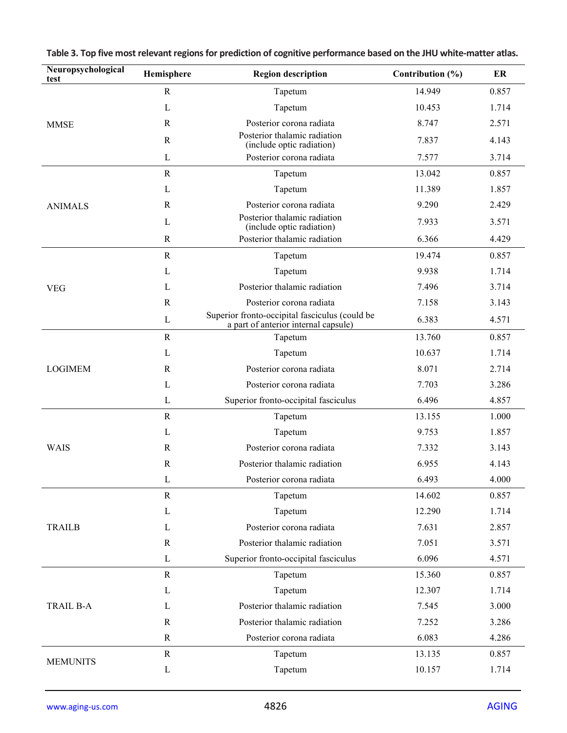**Table 3. Top five most relevant regions for prediction of cognitive performance based on the JHU white-matter atlas.**

| Neuropsychological test | Hemisphere | Region description | Contribution (%) | ER |
|---|---|---|---|---|
| MMSE | R | Tapetum | 14.949 | 0.857 |
| | L | Tapetum | 10.453 | 1.714 |
| | R | Posterior corona radiata | 8.747 | 2.571 |
| | R | Posterior thalamic radiation (include optic radiation) | 7.837 | 4.143 |
| | L | Posterior corona radiata | 7.577 | 3.714 |
| ANIMALS | R | Tapetum | 13.042 | 0.857 |
| | L | Tapetum | 11.389 | 1.857 |
| | R | Posterior corona radiata | 9.290 | 2.429 |
| | L | Posterior thalamic radiation (include optic radiation) | 7.933 | 3.571 |
| | R | Posterior thalamic radiation | 6.366 | 4.429 |
| VEG | R | Tapetum | 19.474 | 0.857 |
| | L | Tapetum | 9.938 | 1.714 |
| | L | Posterior thalamic radiation | 7.496 | 3.714 |
| | R | Posterior corona radiata | 7.158 | 3.143 |
| | L | Superior fronto-occipital fasciculus (could be a part of anterior internal capsule) | 6.383 | 4.571 |
| LOGIMEM | R | Tapetum | 13.760 | 0.857 |
| | L | Tapetum | 10.637 | 1.714 |
| | R | Posterior corona radiata | 8.071 | 2.714 |
| | L | Posterior corona radiata | 7.703 | 3.286 |
| | L | Superior fronto-occipital fasciculus | 6.496 | 4.857 |
| WAIS | R | Tapetum | 13.155 | 1.000 |
| | L | Tapetum | 9.753 | 1.857 |
| | R | Posterior corona radiata | 7.332 | 3.143 |
| | R | Posterior thalamic radiation | 6.955 | 4.143 |
| | L | Posterior corona radiata | 6.493 | 4.000 |
| TRAILB | R | Tapetum | 14.602 | 0.857 |
| | L | Tapetum | 12.290 | 1.714 |
| | L | Posterior corona radiata | 7.631 | 2.857 |
| | R | Posterior thalamic radiation | 7.051 | 3.571 |
| | L | Superior fronto-occipital fasciculus | 6.096 | 4.571 |
| TRAIL B-A | R | Tapetum | 15.360 | 0.857 |
| | L | Tapetum | 12.307 | 1.714 |
| | L | Posterior thalamic radiation | 7.545 | 3.000 |
| | R | Posterior thalamic radiation | 7.252 | 3.286 |
| | R | Posterior corona radiata | 6.083 | 4.286 |
| MEMUNITS | R | Tapetum | 13.135 | 0.857 |
| | L | Tapetum | 10.157 | 1.714 |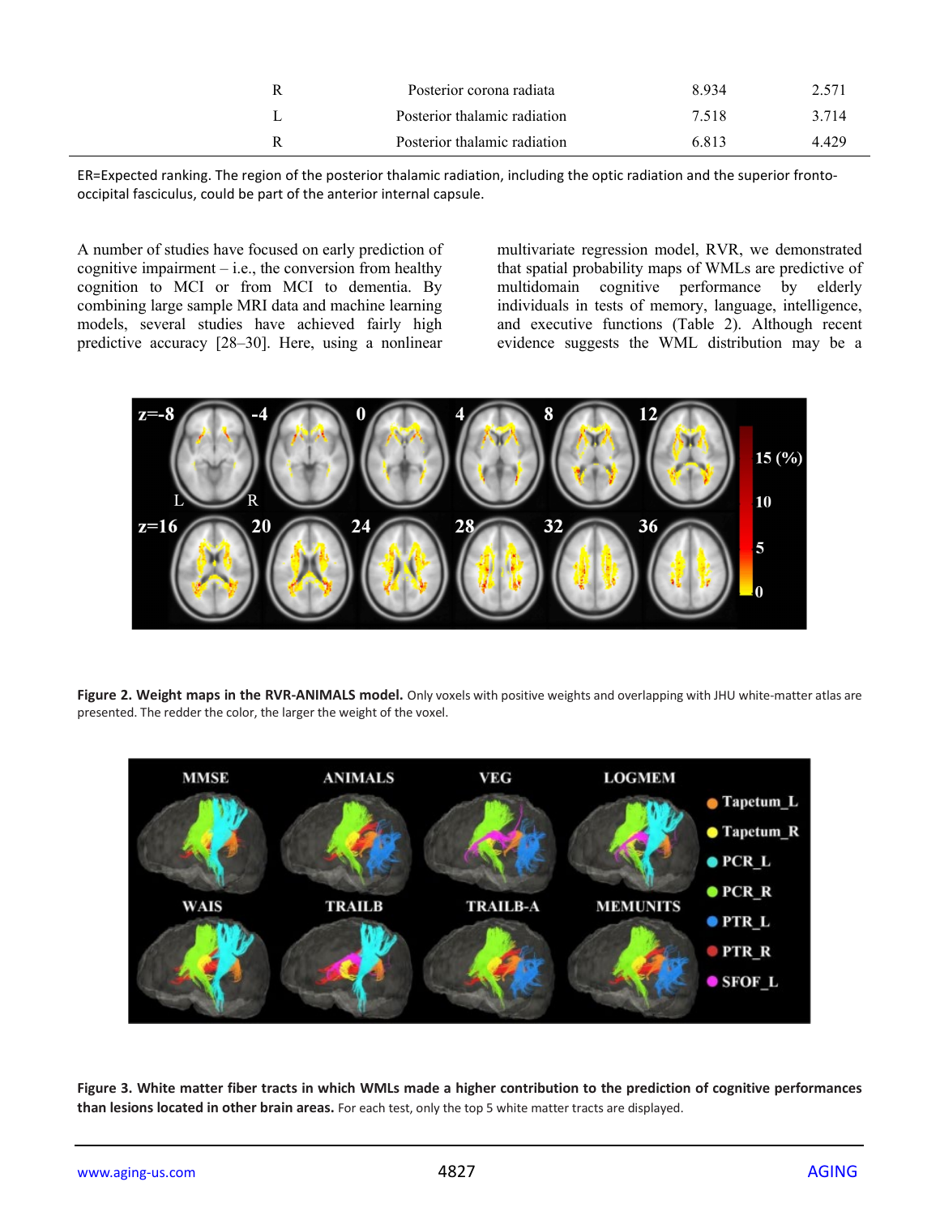| R | Posterior corona radiata | 8.934 | 2.571 |
|---|---|---|---|
| L | Posterior thalamic radiation | 7.518 | 3.714 |
| R | Posterior thalamic radiation | 6.813 | 4.429 |

ER=Expected ranking. The region of the posterior thalamic radiation, including the optic radiation and the superior fronto-occipital fasciculus, could be part of the anterior internal capsule.

A number of studies have focused on early prediction of cognitive impairment – i.e., the conversion from healthy cognition to MCI or from MCI to dementia. By combining large sample MRI data and machine learning models, several studies have achieved fairly high predictive accuracy [28–30]. Here, using a nonlinear multivariate regression model, RVR, we demonstrated that spatial probability maps of WMLs are predictive of multidomain cognitive performance by elderly individuals in tests of memory, language, intelligence, and executive functions (Table 2). Although recent evidence suggests the WML distribution may be a

**Figure 2. Weight maps in the RVR-ANIMALS model.** Only voxels with positive weights and overlapping with JHU white-matter atlas are presented. The redder the color, the larger the weight of the voxel.

**Figure 3. White matter fiber tracts in which WMLs made a higher contribution to the prediction of cognitive performances than lesions located in other brain areas.** For each test, only the top 5 white matter tracts are displayed.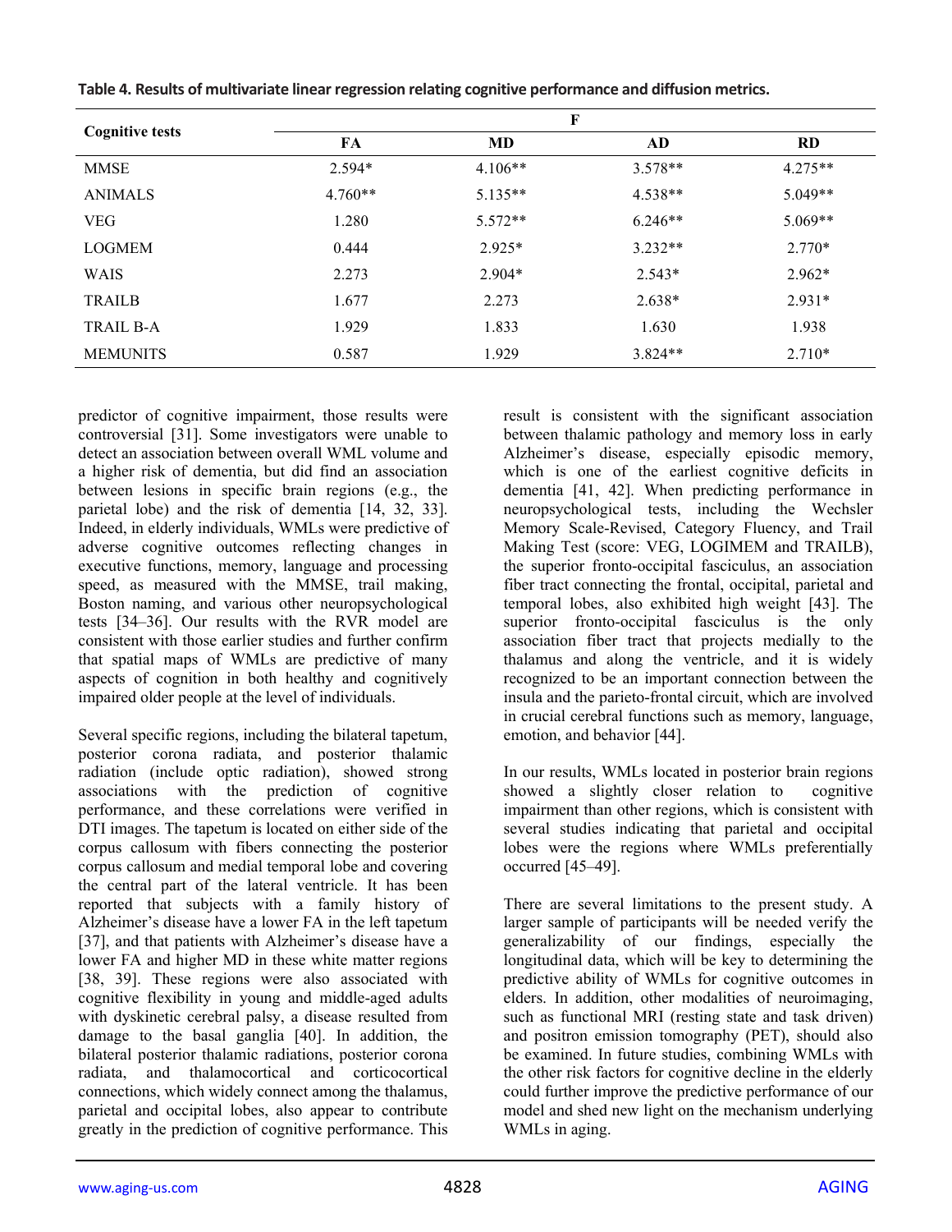**Table 4. Results of multivariate linear regression relating cognitive performance and diffusion metrics.**

| Cognitive tests | F | | | |
|---|---|---|---|---|
| | FA | MD | AD | RD |
| MMSE | 2.594* | 4.106** | 3.578** | 4.275** |
| ANIMALS | 4.760** | 5.135** | 4.538** | 5.049** |
| VEG | 1.280 | 5.572** | 6.246** | 5.069** |
| LOGMEM | 0.444 | 2.925* | 3.232** | 2.770* |
| WAIS | 2.273 | 2.904* | 2.543* | 2.962* |
| TRAILB | 1.677 | 2.273 | 2.638* | 2.931* |
| TRAIL B-A | 1.929 | 1.833 | 1.630 | 1.938 |
| MEMUNITS | 0.587 | 1.929 | 3.824** | 2.710* |

predictor of cognitive impairment, those results were controversial [31]. Some investigators were unable to detect an association between overall WML volume and a higher risk of dementia, but did find an association between lesions in specific brain regions (e.g., the parietal lobe) and the risk of dementia [14, 32, 33]. Indeed, in elderly individuals, WMLs were predictive of adverse cognitive outcomes reflecting changes in executive functions, memory, language and processing speed, as measured with the MMSE, trail making, Boston naming, and various other neuropsychological tests [34–36]. Our results with the RVR model are consistent with those earlier studies and further confirm that spatial maps of WMLs are predictive of many aspects of cognition in both healthy and cognitively impaired older people at the level of individuals.

Several specific regions, including the bilateral tapetum, posterior corona radiata, and posterior thalamic radiation (include optic radiation), showed strong associations with the prediction of cognitive performance, and these correlations were verified in DTI images. The tapetum is located on either side of the corpus callosum with fibers connecting the posterior corpus callosum and medial temporal lobe and covering the central part of the lateral ventricle. It has been reported that subjects with a family history of Alzheimer's disease have a lower FA in the left tapetum [37], and that patients with Alzheimer's disease have a lower FA and higher MD in these white matter regions [38, 39]. These regions were also associated with cognitive flexibility in young and middle-aged adults with dyskinetic cerebral palsy, a disease resulted from damage to the basal ganglia [40]. In addition, the bilateral posterior thalamic radiations, posterior corona radiata, and thalamocortical and corticocortical connections, which widely connect among the thalamus, parietal and occipital lobes, also appear to contribute greatly in the prediction of cognitive performance. This result is consistent with the significant association between thalamic pathology and memory loss in early Alzheimer's disease, especially episodic memory, which is one of the earliest cognitive deficits in dementia [41, 42]. When predicting performance in neuropsychological tests, including the Wechsler Memory Scale-Revised, Category Fluency, and Trail Making Test (score: VEG, LOGIMEM and TRAILB), the superior fronto-occipital fasciculus, an association fiber tract connecting the frontal, occipital, parietal and temporal lobes, also exhibited high weight [43]. The superior fronto-occipital fasciculus is the only association fiber tract that projects medially to the thalamus and along the ventricle, and it is widely recognized to be an important connection between the insula and the parieto-frontal circuit, which are involved in crucial cerebral functions such as memory, language, emotion, and behavior [44].

In our results, WMLs located in posterior brain regions showed a slightly closer relation to cognitive impairment than other regions, which is consistent with several studies indicating that parietal and occipital lobes were the regions where WMLs preferentially occurred [45–49].

There are several limitations to the present study. A larger sample of participants will be needed verify the generalizability of our findings, especially the longitudinal data, which will be key to determining the predictive ability of WMLs for cognitive outcomes in elders. In addition, other modalities of neuroimaging, such as functional MRI (resting state and task driven) and positron emission tomography (PET), should also be examined. In future studies, combining WMLs with the other risk factors for cognitive decline in the elderly could further improve the predictive performance of our model and shed new light on the mechanism underlying WMLs in aging.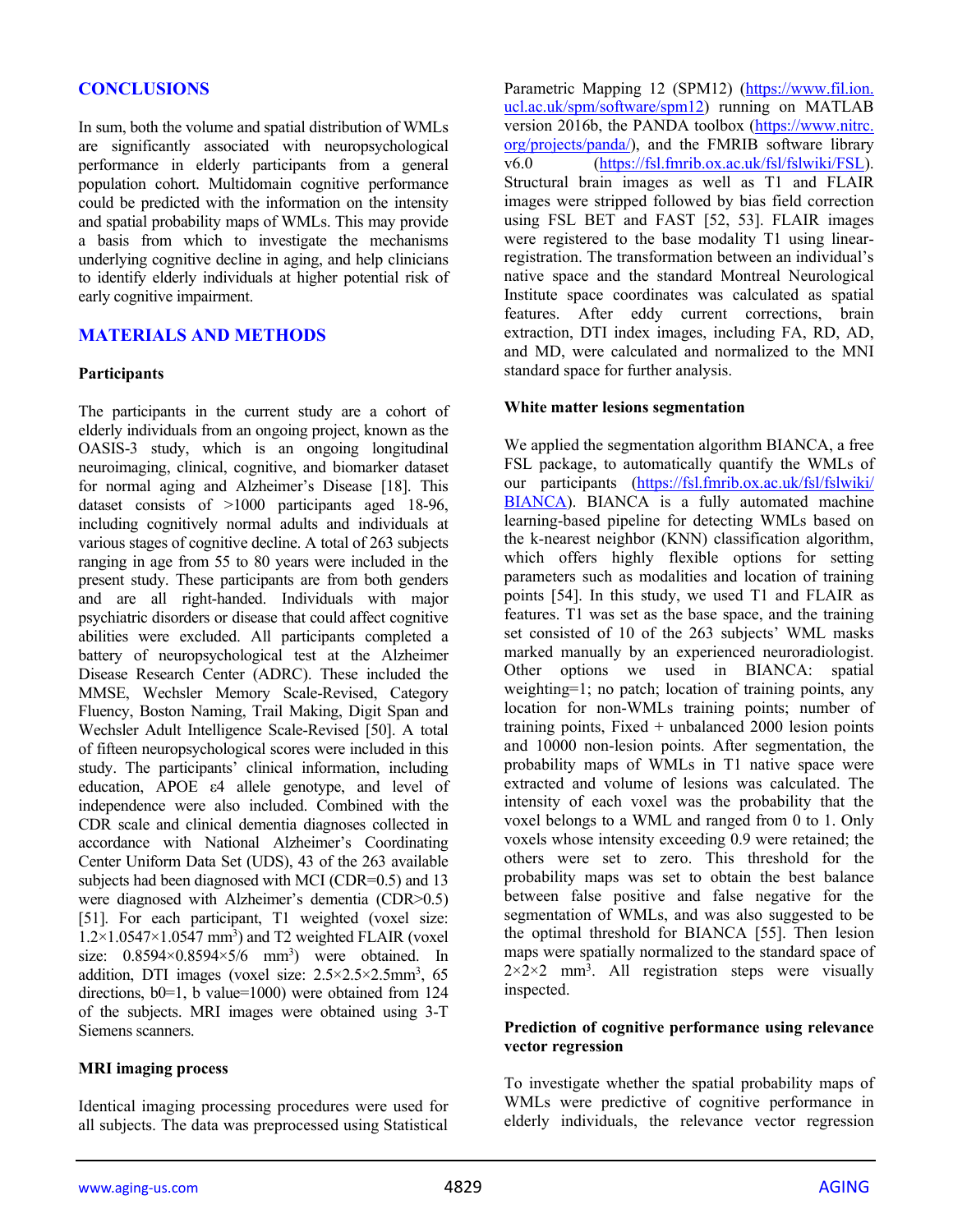## CONCLUSIONS

In sum, both the volume and spatial distribution of WMLs are significantly associated with neuropsychological performance in elderly participants from a general population cohort. Multidomain cognitive performance could be predicted with the information on the intensity and spatial probability maps of WMLs. This may provide a basis from which to investigate the mechanisms underlying cognitive decline in aging, and help clinicians to identify elderly individuals at higher potential risk of early cognitive impairment.

## MATERIALS AND METHODS

### Participants

The participants in the current study are a cohort of elderly individuals from an ongoing project, known as the OASIS-3 study, which is an ongoing longitudinal neuroimaging, clinical, cognitive, and biomarker dataset for normal aging and Alzheimer's Disease [18]. This dataset consists of >1000 participants aged 18-96, including cognitively normal adults and individuals at various stages of cognitive decline. A total of 263 subjects ranging in age from 55 to 80 years were included in the present study. These participants are from both genders and are all right-handed. Individuals with major psychiatric disorders or disease that could affect cognitive abilities were excluded. All participants completed a battery of neuropsychological test at the Alzheimer Disease Research Center (ADRC). These included the MMSE, Wechsler Memory Scale-Revised, Category Fluency, Boston Naming, Trail Making, Digit Span and Wechsler Adult Intelligence Scale-Revised [50]. A total of fifteen neuropsychological scores were included in this study. The participants' clinical information, including education, APOE ε4 allele genotype, and level of independence were also included. Combined with the CDR scale and clinical dementia diagnoses collected in accordance with National Alzheimer's Coordinating Center Uniform Data Set (UDS), 43 of the 263 available subjects had been diagnosed with MCI (CDR=0.5) and 13 were diagnosed with Alzheimer's dementia (CDR>0.5) [51]. For each participant, T1 weighted (voxel size: $1.2\times1.0547\times1.0547$ mm$^3$) and T2 weighted FLAIR (voxel size: $0.8594\times0.8594\times5/6$ mm$^3$) were obtained. In addition, DTI images (voxel size: $2.5\times2.5\times2.5$mm$^3$, 65 directions, b0=1, b value=1000) were obtained from 124 of the subjects. MRI images were obtained using 3-T Siemens scanners.

### MRI imaging process

Identical imaging processing procedures were used for all subjects. The data was preprocessed using Statistical Parametric Mapping 12 (SPM12) (https://www.fil.ion.ucl.ac.uk/spm/software/spm12) running on MATLAB version 2016b, the PANDA toolbox (https://www.nitrc.org/projects/panda/), and the FMRIB software library v6.0 (https://fsl.fmrib.ox.ac.uk/fsl/fslwiki/FSL). Structural brain images as well as T1 and FLAIR images were stripped followed by bias field correction using FSL BET and FAST [52, 53]. FLAIR images were registered to the base modality T1 using linear-registration. The transformation between an individual's native space and the standard Montreal Neurological Institute space coordinates was calculated as spatial features. After eddy current corrections, brain extraction, DTI index images, including FA, RD, AD, and MD, were calculated and normalized to the MNI standard space for further analysis.

### White matter lesions segmentation

We applied the segmentation algorithm BIANCA, a free FSL package, to automatically quantify the WMLs of our participants (https://fsl.fmrib.ox.ac.uk/fsl/fslwiki/BIANCA). BIANCA is a fully automated machine learning-based pipeline for detecting WMLs based on the k-nearest neighbor (KNN) classification algorithm, which offers highly flexible options for setting parameters such as modalities and location of training points [54]. In this study, we used T1 and FLAIR as features. T1 was set as the base space, and the training set consisted of 10 of the 263 subjects' WML masks marked manually by an experienced neuroradiologist. Other options we used in BIANCA: spatial weighting=1; no patch; location of training points, any location for non-WMLs training points; number of training points, Fixed + unbalanced 2000 lesion points and 10000 non-lesion points. After segmentation, the probability maps of WMLs in T1 native space were extracted and volume of lesions was calculated. The intensity of each voxel was the probability that the voxel belongs to a WML and ranged from 0 to 1. Only voxels whose intensity exceeding 0.9 were retained; the others were set to zero. This threshold for the probability maps was set to obtain the best balance between false positive and false negative for the segmentation of WMLs, and was also suggested to be the optimal threshold for BIANCA [55]. Then lesion maps were spatially normalized to the standard space of $2\times2\times2$ mm$^3$. All registration steps were visually inspected.

### Prediction of cognitive performance using relevance vector regression

To investigate whether the spatial probability maps of WMLs were predictive of cognitive performance in elderly individuals, the relevance vector regression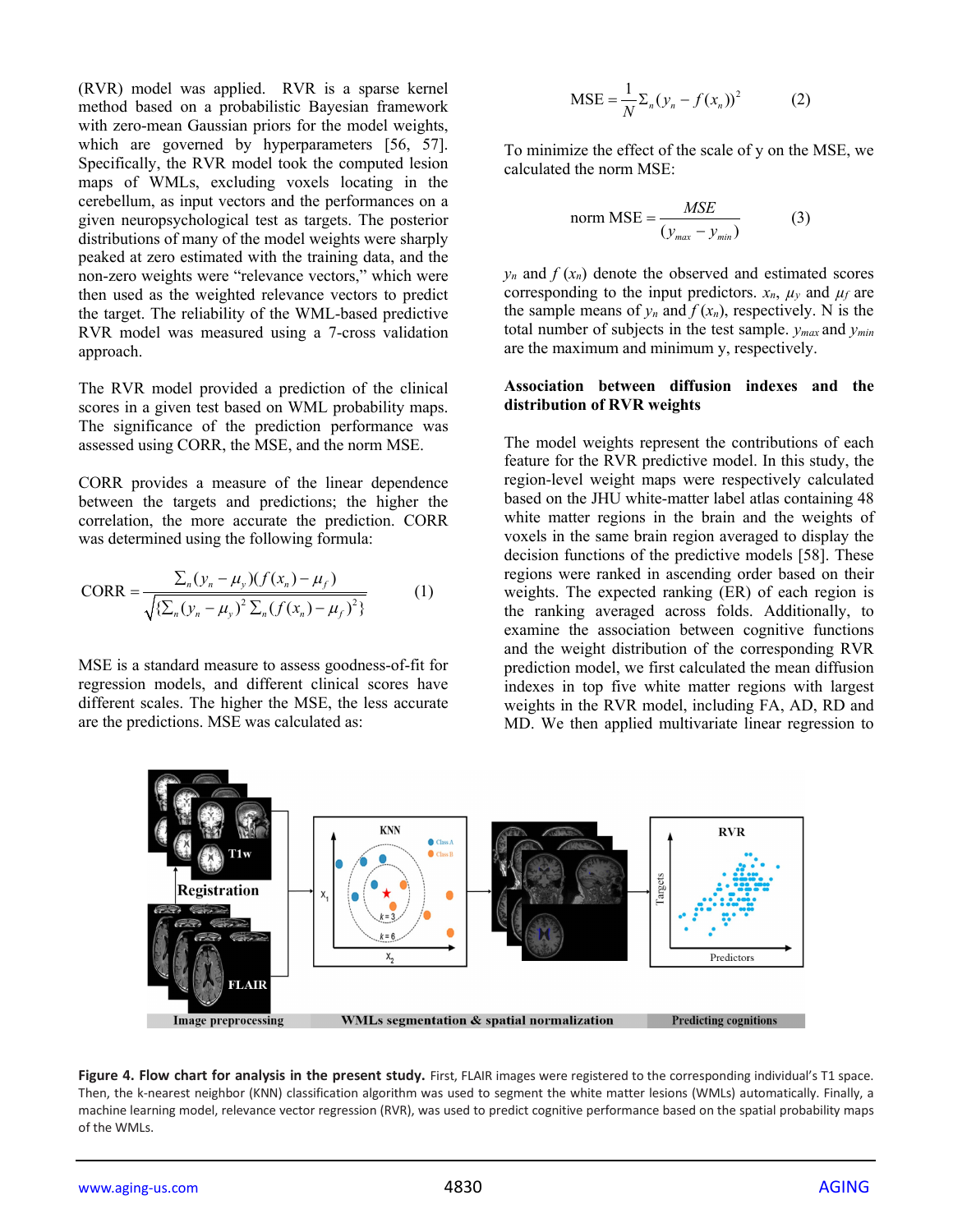(RVR) model was applied. RVR is a sparse kernel method based on a probabilistic Bayesian framework with zero-mean Gaussian priors for the model weights, which are governed by hyperparameters [56, 57]. Specifically, the RVR model took the computed lesion maps of WMLs, excluding voxels locating in the cerebellum, as input vectors and the performances on a given neuropsychological test as targets. The posterior distributions of many of the model weights were sharply peaked at zero estimated with the training data, and the non-zero weights were "relevance vectors," which were then used as the weighted relevance vectors to predict the target. The reliability of the WML-based predictive RVR model was measured using a 7-cross validation approach.

The RVR model provided a prediction of the clinical scores in a given test based on WML probability maps. The significance of the prediction performance was assessed using CORR, the MSE, and the norm MSE.

CORR provides a measure of the linear dependence between the targets and predictions; the higher the correlation, the more accurate the prediction. CORR was determined using the following formula:

$$\text{CORR} = \frac{\Sigma_n (y_n - \mu_y)(f(x_n) - \mu_f)}{\sqrt{\{\Sigma_n (y_n - \mu_y)^2 \, \Sigma_n (f(x_n) - \mu_f)^2\}}} \qquad (1)$$

MSE is a standard measure to assess goodness-of-fit for regression models, and different clinical scores have different scales. The higher the MSE, the less accurate are the predictions. MSE was calculated as:

$$\text{MSE} = \frac{1}{N} \Sigma_n (y_n - f(x_n))^2 \qquad (2)$$

To minimize the effect of the scale of y on the MSE, we calculated the norm MSE:

$$\text{norm MSE} = \frac{MSE}{(y_{max} - y_{min})} \qquad (3)$$

$y_n$ and $f(x_n)$ denote the observed and estimated scores corresponding to the input predictors. $x_n$, $\mu_y$ and $\mu_f$ are the sample means of $y_n$ and $f(x_n)$, respectively. N is the total number of subjects in the test sample. $y_{max}$ and $y_{min}$ are the maximum and minimum y, respectively.

**Association between diffusion indexes and the distribution of RVR weights**

The model weights represent the contributions of each feature for the RVR predictive model. In this study, the region-level weight maps were respectively calculated based on the JHU white-matter label atlas containing 48 white matter regions in the brain and the weights of voxels in the same brain region averaged to display the decision functions of the predictive models [58]. These regions were ranked in ascending order based on their weights. The expected ranking (ER) of each region is the ranking averaged across folds. Additionally, to examine the association between cognitive functions and the weight distribution of the corresponding RVR prediction model, we first calculated the mean diffusion indexes in top five white matter regions with largest weights in the RVR model, including FA, AD, RD and MD. We then applied multivariate linear regression to

**Figure 4. Flow chart for analysis in the present study.** First, FLAIR images were registered to the corresponding individual's T1 space. Then, the k-nearest neighbor (KNN) classification algorithm was used to segment the white matter lesions (WMLs) automatically. Finally, a machine learning model, relevance vector regression (RVR), was used to predict cognitive performance based on the spatial probability maps of the WMLs.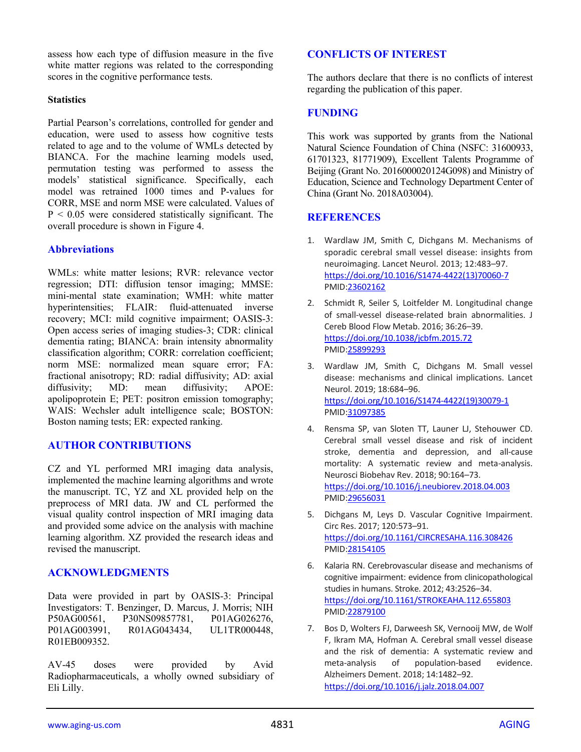assess how each type of diffusion measure in the five white matter regions was related to the corresponding scores in the cognitive performance tests.

**Statistics**

Partial Pearson's correlations, controlled for gender and education, were used to assess how cognitive tests related to age and to the volume of WMLs detected by BIANCA. For the machine learning models used, permutation testing was performed to assess the models' statistical significance. Specifically, each model was retrained 1000 times and P-values for CORR, MSE and norm MSE were calculated. Values of $P < 0.05$ were considered statistically significant. The overall procedure is shown in Figure 4.

## Abbreviations

WMLs: white matter lesions; RVR: relevance vector regression; DTI: diffusion tensor imaging; MMSE: mini-mental state examination; WMH: white matter hyperintensities; FLAIR: fluid-attenuated inverse recovery; MCI: mild cognitive impairment; OASIS-3: Open access series of imaging studies-3; CDR: clinical dementia rating; BIANCA: brain intensity abnormality classification algorithm; CORR: correlation coefficient; norm MSE: normalized mean square error; FA: fractional anisotropy; RD: radial diffusivity; AD: axial diffusivity; MD: mean diffusivity; APOE: apolipoprotein E; PET: positron emission tomography; WAIS: Wechsler adult intelligence scale; BOSTON: Boston naming tests; ER: expected ranking.

## AUTHOR CONTRIBUTIONS

CZ and YL performed MRI imaging data analysis, implemented the machine learning algorithms and wrote the manuscript. TC, YZ and XL provided help on the preprocess of MRI data. JW and CL performed the visual quality control inspection of MRI imaging data and provided some advice on the analysis with machine learning algorithm. XZ provided the research ideas and revised the manuscript.

## ACKNOWLEDGMENTS

Data were provided in part by OASIS-3: Principal Investigators: T. Benzinger, D. Marcus, J. Morris; NIH P50AG00561, P30NS09857781, P01AG026276, P01AG003991, R01AG043434, UL1TR000448, R01EB009352.

AV-45 doses were provided by Avid Radiopharmaceuticals, a wholly owned subsidiary of Eli Lilly.

## CONFLICTS OF INTEREST

The authors declare that there is no conflicts of interest regarding the publication of this paper.

## FUNDING

This work was supported by grants from the National Natural Science Foundation of China (NSFC: 31600933, 61701323, 81771909), Excellent Talents Programme of Beijing (Grant No. 2016000020124G098) and Ministry of Education, Science and Technology Department Center of China (Grant No. 2018A03004).

## REFERENCES

1. Wardlaw JM, Smith C, Dichgans M. Mechanisms of sporadic cerebral small vessel disease: insights from neuroimaging. Lancet Neurol. 2013; 12:483–97. https://doi.org/10.1016/S1474-4422(13)70060-7 PMID:23602162

2. Schmidt R, Seiler S, Loitfelder M. Longitudinal change of small-vessel disease-related brain abnormalities. J Cereb Blood Flow Metab. 2016; 36:26–39. https://doi.org/10.1038/jcbfm.2015.72 PMID:25899293

3. Wardlaw JM, Smith C, Dichgans M. Small vessel disease: mechanisms and clinical implications. Lancet Neurol. 2019; 18:684–96. https://doi.org/10.1016/S1474-4422(19)30079-1 PMID:31097385

4. Rensma SP, van Sloten TT, Launer LJ, Stehouwer CD. Cerebral small vessel disease and risk of incident stroke, dementia and depression, and all-cause mortality: A systematic review and meta-analysis. Neurosci Biobehav Rev. 2018; 90:164–73. https://doi.org/10.1016/j.neubiorev.2018.04.003 PMID:29656031

5. Dichgans M, Leys D. Vascular Cognitive Impairment. Circ Res. 2017; 120:573–91. https://doi.org/10.1161/CIRCRESAHA.116.308426 PMID:28154105

6. Kalaria RN. Cerebrovascular disease and mechanisms of cognitive impairment: evidence from clinicopathological studies in humans. Stroke. 2012; 43:2526–34. https://doi.org/10.1161/STROKEAHA.112.655803 PMID:22879100

7. Bos D, Wolters FJ, Darweesh SK, Vernooij MW, de Wolf F, Ikram MA, Hofman A. Cerebral small vessel disease and the risk of dementia: A systematic review and meta-analysis of population-based evidence. Alzheimers Dement. 2018; 14:1482–92. https://doi.org/10.1016/j.jalz.2018.04.007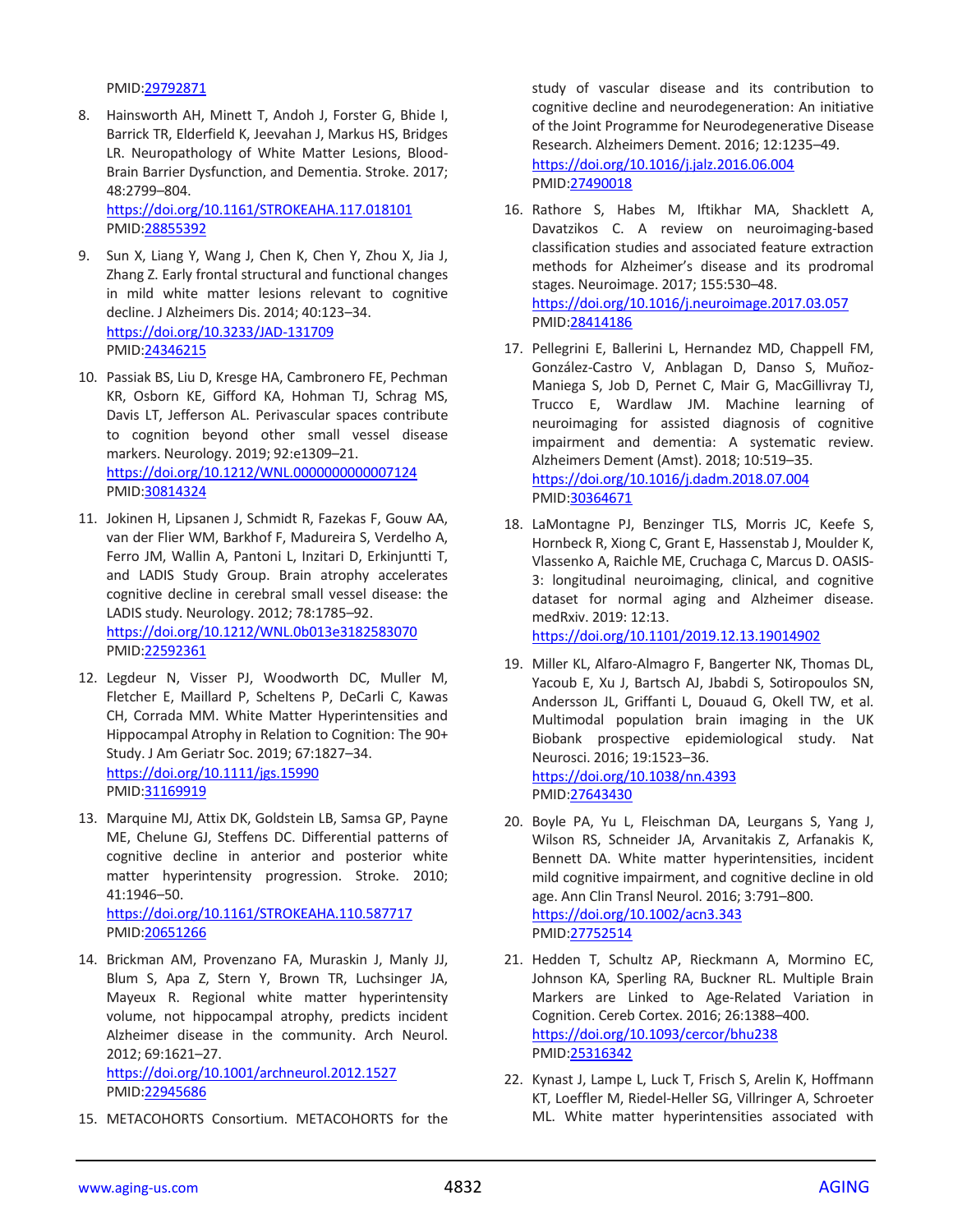PMID:29792871

8. Hainsworth AH, Minett T, Andoh J, Forster G, Bhide I, Barrick TR, Elderfield K, Jeevahan J, Markus HS, Bridges LR. Neuropathology of White Matter Lesions, Blood-Brain Barrier Dysfunction, and Dementia. Stroke. 2017; 48:2799–804.
https://doi.org/10.1161/STROKEAHA.117.018101
PMID:28855392

9. Sun X, Liang Y, Wang J, Chen K, Chen Y, Zhou X, Jia J, Zhang Z. Early frontal structural and functional changes in mild white matter lesions relevant to cognitive decline. J Alzheimers Dis. 2014; 40:123–34.
https://doi.org/10.3233/JAD-131709
PMID:24346215

10. Passiak BS, Liu D, Kresge HA, Cambronero FE, Pechman KR, Osborn KE, Gifford KA, Hohman TJ, Schrag MS, Davis LT, Jefferson AL. Perivascular spaces contribute to cognition beyond other small vessel disease markers. Neurology. 2019; 92:e1309–21.
https://doi.org/10.1212/WNL.0000000000007124
PMID:30814324

11. Jokinen H, Lipsanen J, Schmidt R, Fazekas F, Gouw AA, van der Flier WM, Barkhof F, Madureira S, Verdelho A, Ferro JM, Wallin A, Pantoni L, Inzitari D, Erkinjuntti T, and LADIS Study Group. Brain atrophy accelerates cognitive decline in cerebral small vessel disease: the LADIS study. Neurology. 2012; 78:1785–92.
https://doi.org/10.1212/WNL.0b013e3182583070
PMID:22592361

12. Legdeur N, Visser PJ, Woodworth DC, Muller M, Fletcher E, Maillard P, Scheltens P, DeCarli C, Kawas CH, Corrada MM. White Matter Hyperintensities and Hippocampal Atrophy in Relation to Cognition: The 90+ Study. J Am Geriatr Soc. 2019; 67:1827–34.
https://doi.org/10.1111/jgs.15990
PMID:31169919

13. Marquine MJ, Attix DK, Goldstein LB, Samsa GP, Payne ME, Chelune GJ, Steffens DC. Differential patterns of cognitive decline in anterior and posterior white matter hyperintensity progression. Stroke. 2010; 41:1946–50.
https://doi.org/10.1161/STROKEAHA.110.587717
PMID:20651266

14. Brickman AM, Provenzano FA, Muraskin J, Manly JJ, Blum S, Apa Z, Stern Y, Brown TR, Luchsinger JA, Mayeux R. Regional white matter hyperintensity volume, not hippocampal atrophy, predicts incident Alzheimer disease in the community. Arch Neurol. 2012; 69:1621–27.
https://doi.org/10.1001/archneurol.2012.1527
PMID:22945686

15. METACOHORTS Consortium. METACOHORTS for the study of vascular disease and its contribution to cognitive decline and neurodegeneration: An initiative of the Joint Programme for Neurodegenerative Disease Research. Alzheimers Dement. 2016; 12:1235–49.
https://doi.org/10.1016/j.jalz.2016.06.004
PMID:27490018

16. Rathore S, Habes M, Iftikhar MA, Shacklett A, Davatzikos C. A review on neuroimaging-based classification studies and associated feature extraction methods for Alzheimer's disease and its prodromal stages. Neuroimage. 2017; 155:530–48.
https://doi.org/10.1016/j.neuroimage.2017.03.057
PMID:28414186

17. Pellegrini E, Ballerini L, Hernandez MD, Chappell FM, González-Castro V, Anblagan D, Danso S, Muñoz-Maniega S, Job D, Pernet C, Mair G, MacGillivray TJ, Trucco E, Wardlaw JM. Machine learning of neuroimaging for assisted diagnosis of cognitive impairment and dementia: A systematic review. Alzheimers Dement (Amst). 2018; 10:519–35.
https://doi.org/10.1016/j.dadm.2018.07.004
PMID:30364671

18. LaMontagne PJ, Benzinger TLS, Morris JC, Keefe S, Hornbeck R, Xiong C, Grant E, Hassenstab J, Moulder K, Vlassenko A, Raichle ME, Cruchaga C, Marcus D. OASIS-3: longitudinal neuroimaging, clinical, and cognitive dataset for normal aging and Alzheimer disease. medRxiv. 2019: 12:13.
https://doi.org/10.1101/2019.12.13.19014902

19. Miller KL, Alfaro-Almagro F, Bangerter NK, Thomas DL, Yacoub E, Xu J, Bartsch AJ, Jbabdi S, Sotiropoulos SN, Andersson JL, Griffanti L, Douaud G, Okell TW, et al. Multimodal population brain imaging in the UK Biobank prospective epidemiological study. Nat Neurosci. 2016; 19:1523–36.
https://doi.org/10.1038/nn.4393
PMID:27643430

20. Boyle PA, Yu L, Fleischman DA, Leurgans S, Yang J, Wilson RS, Schneider JA, Arvanitakis Z, Arfanakis K, Bennett DA. White matter hyperintensities, incident mild cognitive impairment, and cognitive decline in old age. Ann Clin Transl Neurol. 2016; 3:791–800.
https://doi.org/10.1002/acn3.343
PMID:27752514

21. Hedden T, Schultz AP, Rieckmann A, Mormino EC, Johnson KA, Sperling RA, Buckner RL. Multiple Brain Markers are Linked to Age-Related Variation in Cognition. Cereb Cortex. 2016; 26:1388–400.
https://doi.org/10.1093/cercor/bhu238
PMID:25316342

22. Kynast J, Lampe L, Luck T, Frisch S, Arelin K, Hoffmann KT, Loeffler M, Riedel-Heller SG, Villringer A, Schroeter ML. White matter hyperintensities associated with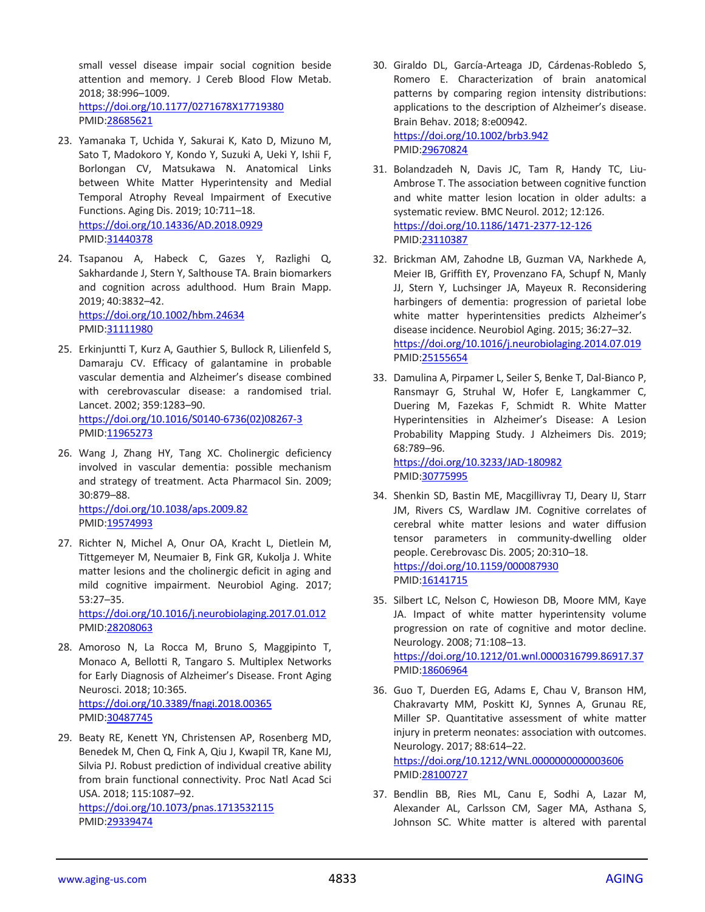small vessel disease impair social cognition beside attention and memory. J Cereb Blood Flow Metab. 2018; 38:996–1009.
https://doi.org/10.1177/0271678X17719380
PMID:28685621

23. Yamanaka T, Uchida Y, Sakurai K, Kato D, Mizuno M, Sato T, Madokoro Y, Kondo Y, Suzuki A, Ueki Y, Ishii F, Borlongan CV, Matsukawa N. Anatomical Links between White Matter Hyperintensity and Medial Temporal Atrophy Reveal Impairment of Executive Functions. Aging Dis. 2019; 10:711–18.
https://doi.org/10.14336/AD.2018.0929
PMID:31440378

24. Tsapanou A, Habeck C, Gazes Y, Razlighi Q, Sakhardande J, Stern Y, Salthouse TA. Brain biomarkers and cognition across adulthood. Hum Brain Mapp. 2019; 40:3832–42.
https://doi.org/10.1002/hbm.24634
PMID:31111980

25. Erkinjuntti T, Kurz A, Gauthier S, Bullock R, Lilienfeld S, Damaraju CV. Efficacy of galantamine in probable vascular dementia and Alzheimer's disease combined with cerebrovascular disease: a randomised trial. Lancet. 2002; 359:1283–90.
https://doi.org/10.1016/S0140-6736(02)08267-3
PMID:11965273

26. Wang J, Zhang HY, Tang XC. Cholinergic deficiency involved in vascular dementia: possible mechanism and strategy of treatment. Acta Pharmacol Sin. 2009; 30:879–88.
https://doi.org/10.1038/aps.2009.82
PMID:19574993

27. Richter N, Michel A, Onur OA, Kracht L, Dietlein M, Tittgemeyer M, Neumaier B, Fink GR, Kukolja J. White matter lesions and the cholinergic deficit in aging and mild cognitive impairment. Neurobiol Aging. 2017; 53:27–35.
https://doi.org/10.1016/j.neurobiolaging.2017.01.012
PMID:28208063

28. Amoroso N, La Rocca M, Bruno S, Maggipinto T, Monaco A, Bellotti R, Tangaro S. Multiplex Networks for Early Diagnosis of Alzheimer's Disease. Front Aging Neurosci. 2018; 10:365.
https://doi.org/10.3389/fnagi.2018.00365
PMID:30487745

29. Beaty RE, Kenett YN, Christensen AP, Rosenberg MD, Benedek M, Chen Q, Fink A, Qiu J, Kwapil TR, Kane MJ, Silvia PJ. Robust prediction of individual creative ability from brain functional connectivity. Proc Natl Acad Sci USA. 2018; 115:1087–92.
https://doi.org/10.1073/pnas.1713532115
PMID:29339474

30. Giraldo DL, García-Arteaga JD, Cárdenas-Robledo S, Romero E. Characterization of brain anatomical patterns by comparing region intensity distributions: applications to the description of Alzheimer's disease. Brain Behav. 2018; 8:e00942.
https://doi.org/10.1002/brb3.942
PMID:29670824

31. Bolandzadeh N, Davis JC, Tam R, Handy TC, Liu-Ambrose T. The association between cognitive function and white matter lesion location in older adults: a systematic review. BMC Neurol. 2012; 12:126.
https://doi.org/10.1186/1471-2377-12-126
PMID:23110387

32. Brickman AM, Zahodne LB, Guzman VA, Narkhede A, Meier IB, Griffith EY, Provenzano FA, Schupf N, Manly JJ, Stern Y, Luchsinger JA, Mayeux R. Reconsidering harbingers of dementia: progression of parietal lobe white matter hyperintensities predicts Alzheimer's disease incidence. Neurobiol Aging. 2015; 36:27–32.
https://doi.org/10.1016/j.neurobiolaging.2014.07.019
PMID:25155654

33. Damulina A, Pirpamer L, Seiler S, Benke T, Dal-Bianco P, Ransmayr G, Struhal W, Hofer E, Langkammer C, Duering M, Fazekas F, Schmidt R. White Matter Hyperintensities in Alzheimer's Disease: A Lesion Probability Mapping Study. J Alzheimers Dis. 2019; 68:789–96.
https://doi.org/10.3233/JAD-180982
PMID:30775995

34. Shenkin SD, Bastin ME, Macgillivray TJ, Deary IJ, Starr JM, Rivers CS, Wardlaw JM. Cognitive correlates of cerebral white matter lesions and water diffusion tensor parameters in community-dwelling older people. Cerebrovasc Dis. 2005; 20:310–18.
https://doi.org/10.1159/000087930
PMID:16141715

35. Silbert LC, Nelson C, Howieson DB, Moore MM, Kaye JA. Impact of white matter hyperintensity volume progression on rate of cognitive and motor decline. Neurology. 2008; 71:108–13.
https://doi.org/10.1212/01.wnl.0000316799.86917.37
PMID:18606964

36. Guo T, Duerden EG, Adams E, Chau V, Branson HM, Chakravarty MM, Poskitt KJ, Synnes A, Grunau RE, Miller SP. Quantitative assessment of white matter injury in preterm neonates: association with outcomes. Neurology. 2017; 88:614–22.
https://doi.org/10.1212/WNL.0000000000003606
PMID:28100727

37. Bendlin BB, Ries ML, Canu E, Sodhi A, Lazar M, Alexander AL, Carlsson CM, Sager MA, Asthana S, Johnson SC. White matter is altered with parental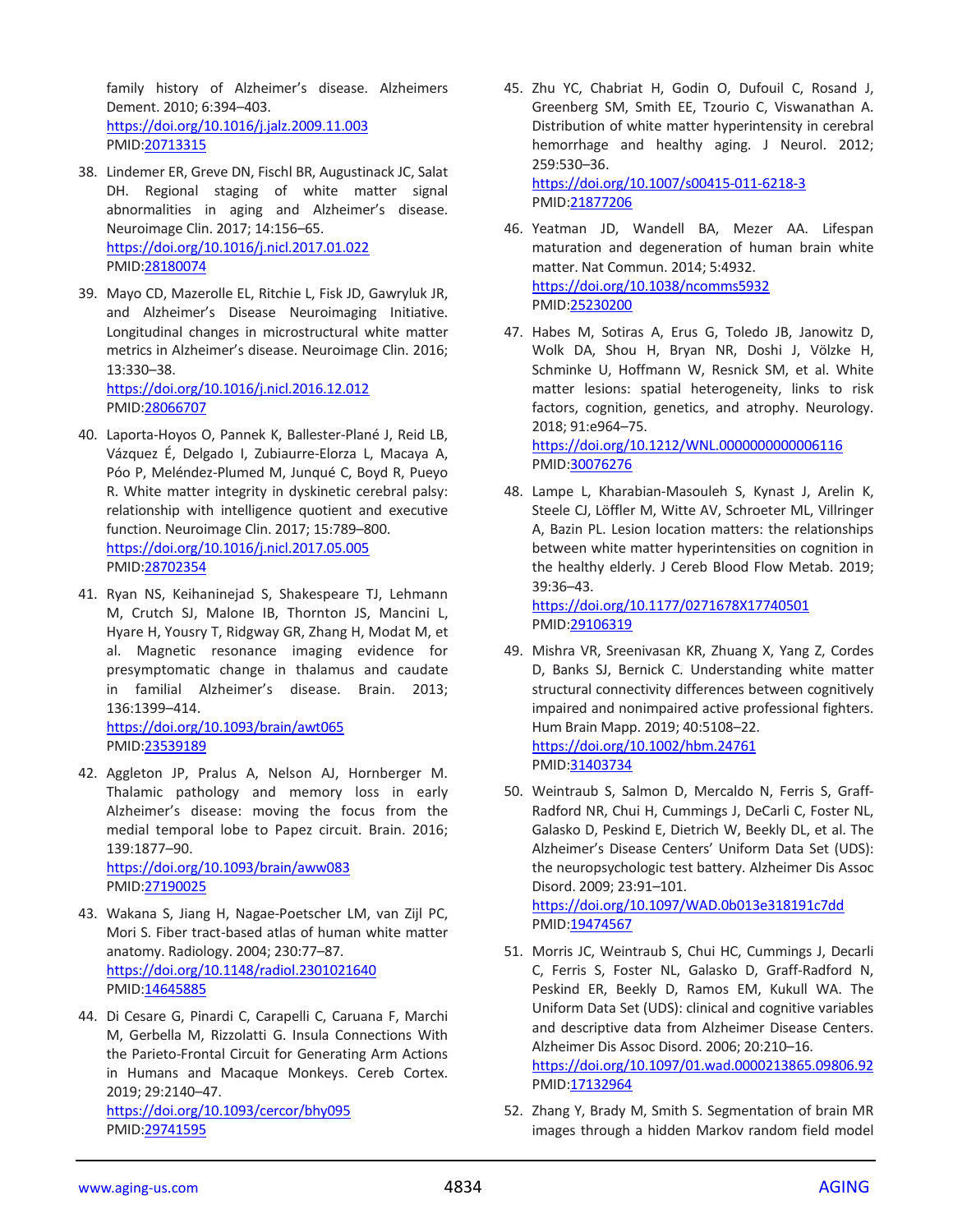family history of Alzheimer's disease. Alzheimers Dement. 2010; 6:394–403.
https://doi.org/10.1016/j.jalz.2009.11.003
PMID:20713315

38. Lindemer ER, Greve DN, Fischl BR, Augustinack JC, Salat DH. Regional staging of white matter signal abnormalities in aging and Alzheimer's disease. Neuroimage Clin. 2017; 14:156–65.
https://doi.org/10.1016/j.nicl.2017.01.022
PMID:28180074

39. Mayo CD, Mazerolle EL, Ritchie L, Fisk JD, Gawryluk JR, and Alzheimer's Disease Neuroimaging Initiative. Longitudinal changes in microstructural white matter metrics in Alzheimer's disease. Neuroimage Clin. 2016; 13:330–38.
https://doi.org/10.1016/j.nicl.2016.12.012
PMID:28066707

40. Laporta-Hoyos O, Pannek K, Ballester-Plané J, Reid LB, Vázquez É, Delgado I, Zubiaurre-Elorza L, Macaya A, Póo P, Meléndez-Plumed M, Junqué C, Boyd R, Pueyo R. White matter integrity in dyskinetic cerebral palsy: relationship with intelligence quotient and executive function. Neuroimage Clin. 2017; 15:789–800.
https://doi.org/10.1016/j.nicl.2017.05.005
PMID:28702354

41. Ryan NS, Keihaninejad S, Shakespeare TJ, Lehmann M, Crutch SJ, Malone IB, Thornton JS, Mancini L, Hyare H, Yousry T, Ridgway GR, Zhang H, Modat M, et al. Magnetic resonance imaging evidence for presymptomatic change in thalamus and caudate in familial Alzheimer's disease. Brain. 2013; 136:1399–414.
https://doi.org/10.1093/brain/awt065
PMID:23539189

42. Aggleton JP, Pralus A, Nelson AJ, Hornberger M. Thalamic pathology and memory loss in early Alzheimer's disease: moving the focus from the medial temporal lobe to Papez circuit. Brain. 2016; 139:1877–90.
https://doi.org/10.1093/brain/aww083
PMID:27190025

43. Wakana S, Jiang H, Nagae-Poetscher LM, van Zijl PC, Mori S. Fiber tract-based atlas of human white matter anatomy. Radiology. 2004; 230:77–87.
https://doi.org/10.1148/radiol.2301021640
PMID:14645885

44. Di Cesare G, Pinardi C, Carapelli C, Caruana F, Marchi M, Gerbella M, Rizzolatti G. Insula Connections With the Parieto-Frontal Circuit for Generating Arm Actions in Humans and Macaque Monkeys. Cereb Cortex. 2019; 29:2140–47.
https://doi.org/10.1093/cercor/bhy095
PMID:29741595

45. Zhu YC, Chabriat H, Godin O, Dufouil C, Rosand J, Greenberg SM, Smith EE, Tzourio C, Viswanathan A. Distribution of white matter hyperintensity in cerebral hemorrhage and healthy aging. J Neurol. 2012; 259:530–36.
https://doi.org/10.1007/s00415-011-6218-3
PMID:21877206

46. Yeatman JD, Wandell BA, Mezer AA. Lifespan maturation and degeneration of human brain white matter. Nat Commun. 2014; 5:4932.
https://doi.org/10.1038/ncomms5932
PMID:25230200

47. Habes M, Sotiras A, Erus G, Toledo JB, Janowitz D, Wolk DA, Shou H, Bryan NR, Doshi J, Völzke H, Schminke U, Hoffmann W, Resnick SM, et al. White matter lesions: spatial heterogeneity, links to risk factors, cognition, genetics, and atrophy. Neurology. 2018; 91:e964–75.
https://doi.org/10.1212/WNL.0000000000006116
PMID:30076276

48. Lampe L, Kharabian-Masouleh S, Kynast J, Arelin K, Steele CJ, Löffler M, Witte AV, Schroeter ML, Villringer A, Bazin PL. Lesion location matters: the relationships between white matter hyperintensities on cognition in the healthy elderly. J Cereb Blood Flow Metab. 2019; 39:36–43.
https://doi.org/10.1177/0271678X17740501
PMID:29106319

49. Mishra VR, Sreenivasan KR, Zhuang X, Yang Z, Cordes D, Banks SJ, Bernick C. Understanding white matter structural connectivity differences between cognitively impaired and nonimpaired active professional fighters. Hum Brain Mapp. 2019; 40:5108–22.
https://doi.org/10.1002/hbm.24761
PMID:31403734

50. Weintraub S, Salmon D, Mercaldo N, Ferris S, Graff-Radford NR, Chui H, Cummings J, DeCarli C, Foster NL, Galasko D, Peskind E, Dietrich W, Beekly DL, et al. The Alzheimer's Disease Centers' Uniform Data Set (UDS): the neuropsychologic test battery. Alzheimer Dis Assoc Disord. 2009; 23:91–101.
https://doi.org/10.1097/WAD.0b013e318191c7dd
PMID:19474567

51. Morris JC, Weintraub S, Chui HC, Cummings J, Decarli C, Ferris S, Foster NL, Galasko D, Graff-Radford N, Peskind ER, Beekly D, Ramos EM, Kukull WA. The Uniform Data Set (UDS): clinical and cognitive variables and descriptive data from Alzheimer Disease Centers. Alzheimer Dis Assoc Disord. 2006; 20:210–16.
https://doi.org/10.1097/01.wad.0000213865.09806.92
PMID:17132964

52. Zhang Y, Brady M, Smith S. Segmentation of brain MR images through a hidden Markov random field model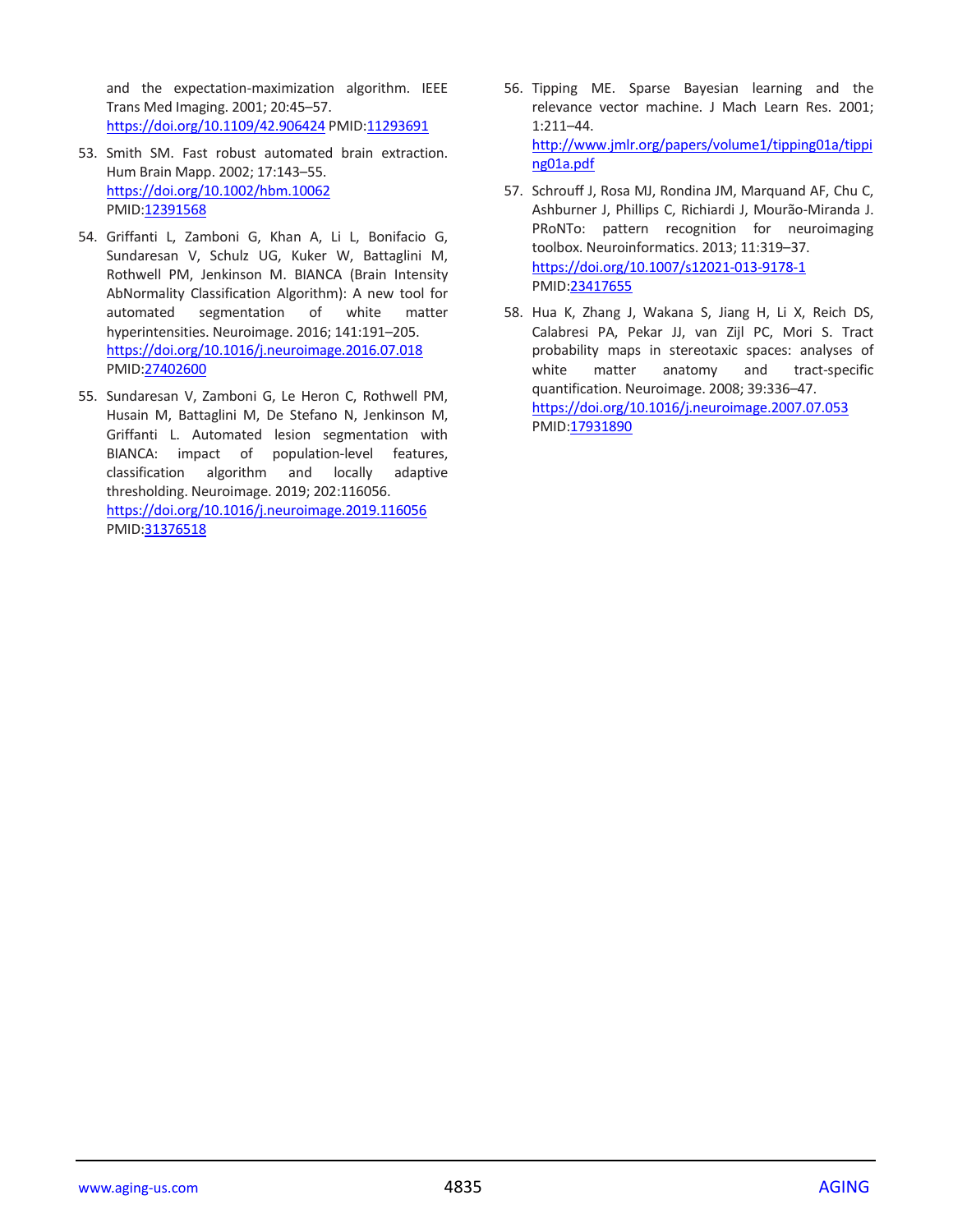and the expectation-maximization algorithm. IEEE Trans Med Imaging. 2001; 20:45–57. https://doi.org/10.1109/42.906424 PMID:11293691

53. Smith SM. Fast robust automated brain extraction. Hum Brain Mapp. 2002; 17:143–55. https://doi.org/10.1002/hbm.10062 PMID:12391568

54. Griffanti L, Zamboni G, Khan A, Li L, Bonifacio G, Sundaresan V, Schulz UG, Kuker W, Battaglini M, Rothwell PM, Jenkinson M. BIANCA (Brain Intensity AbNormality Classification Algorithm): A new tool for automated segmentation of white matter hyperintensities. Neuroimage. 2016; 141:191–205. https://doi.org/10.1016/j.neuroimage.2016.07.018 PMID:27402600

55. Sundaresan V, Zamboni G, Le Heron C, Rothwell PM, Husain M, Battaglini M, De Stefano N, Jenkinson M, Griffanti L. Automated lesion segmentation with BIANCA: impact of population-level features, classification algorithm and locally adaptive thresholding. Neuroimage. 2019; 202:116056. https://doi.org/10.1016/j.neuroimage.2019.116056 PMID:31376518

56. Tipping ME. Sparse Bayesian learning and the relevance vector machine. J Mach Learn Res. 2001; 1:211–44. http://www.jmlr.org/papers/volume1/tipping01a/tipping01a.pdf

57. Schrouff J, Rosa MJ, Rondina JM, Marquand AF, Chu C, Ashburner J, Phillips C, Richiardi J, Mourão-Miranda J. PRoNTo: pattern recognition for neuroimaging toolbox. Neuroinformatics. 2013; 11:319–37. https://doi.org/10.1007/s12021-013-9178-1 PMID:23417655

58. Hua K, Zhang J, Wakana S, Jiang H, Li X, Reich DS, Calabresi PA, Pekar JJ, van Zijl PC, Mori S. Tract probability maps in stereotaxic spaces: analyses of white matter anatomy and tract-specific quantification. Neuroimage. 2008; 39:336–47. https://doi.org/10.1016/j.neuroimage.2007.07.053 PMID:17931890